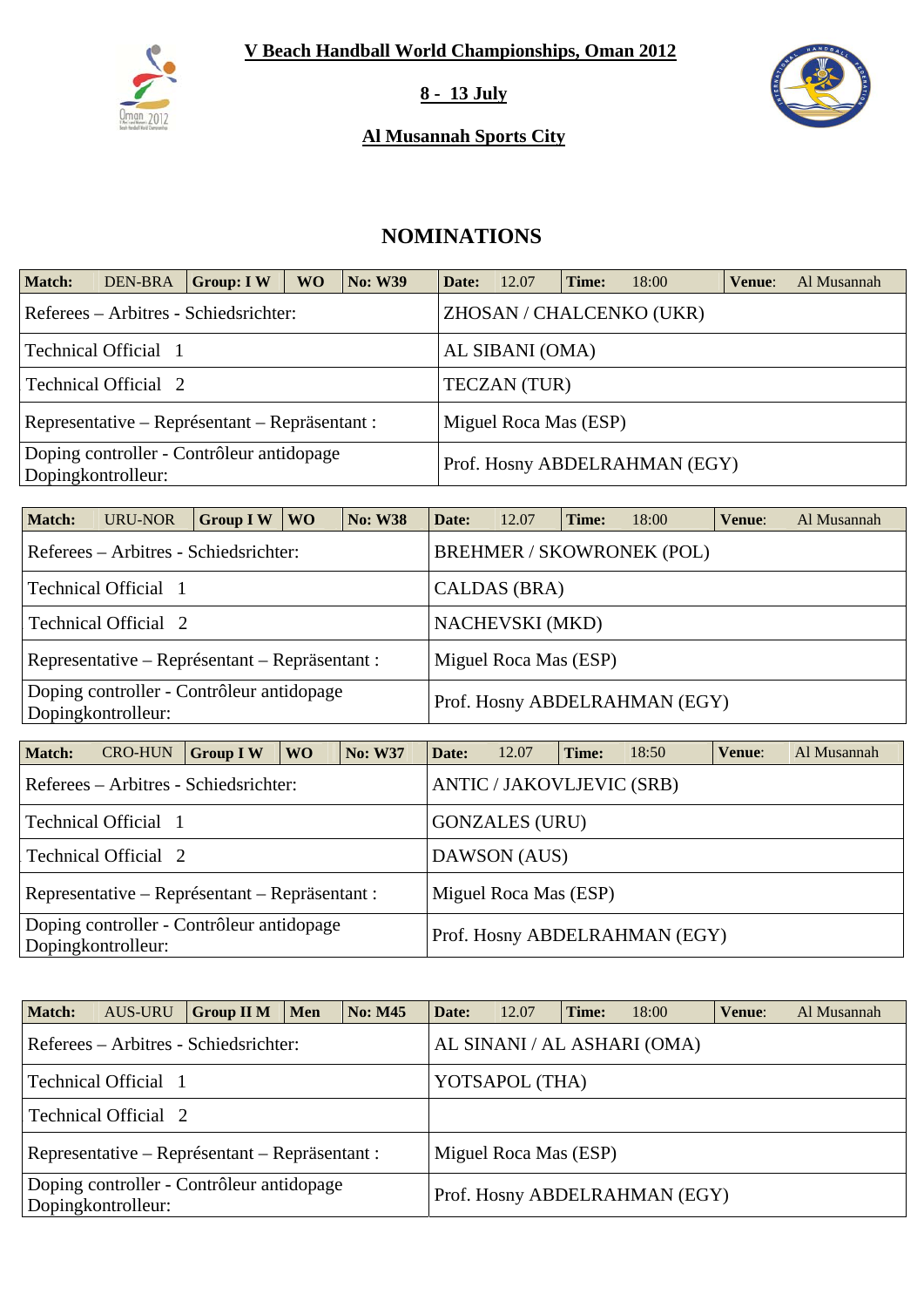**V Beach Handball World Championships, Oman 2012**

**8 - 13 July**

**Al Musannah Sports City**

## NOMINATIONS

| **Match:** | DEN-BRA | **Group: I W** | **WO** | **No: W39** | **Date:** | 12.07 | **Time:** | 18:00 | **Venue**: | Al Musannah |
|---|---|---|---|---|---|---|---|---|---|---|
| Referees – Arbitres - Schiedsrichter: | | | | | ZHOSAN / CHALCENKO (UKR) | | | | | |
| Technical Official 1 | | | | | AL SIBANI (OMA) | | | | | |
| Technical Official 2 | | | | | TECZAN (TUR) | | | | | |
| Representative – Représentant – Repräsentant : | | | | | Miguel Roca Mas (ESP) | | | | | |
| Doping controller - Contrôleur antidopage Dopingkontrolleur: | | | | | Prof. Hosny ABDELRAHMAN (EGY) | | | | | |

| **Match:** | URU-NOR | **Group I W** | **WO** | **No: W38** | **Date:** | 12.07 | **Time:** | 18:00 | **Venue**: | Al Musannah |
|---|---|---|---|---|---|---|---|---|---|---|
| Referees – Arbitres - Schiedsrichter: | | | | | BREHMER / SKOWRONEK (POL) | | | | | |
| Technical Official 1 | | | | | CALDAS (BRA) | | | | | |
| Technical Official 2 | | | | | NACHEVSKI (MKD) | | | | | |
| Representative – Représentant – Repräsentant : | | | | | Miguel Roca Mas (ESP) | | | | | |
| Doping controller - Contrôleur antidopage Dopingkontrolleur: | | | | | Prof. Hosny ABDELRAHMAN (EGY) | | | | | |

| **Match:** | CRO-HUN | **Group I W** | **WO** | **No: W37** | **Date:** | 12.07 | **Time:** | 18:50 | **Venue**: | Al Musannah |
|---|---|---|---|---|---|---|---|---|---|---|
| Referees – Arbitres - Schiedsrichter: | | | | | ANTIC / JAKOVLJEVIC (SRB) | | | | | |
| Technical Official 1 | | | | | GONZALES (URU) | | | | | |
| Technical Official 2 | | | | | DAWSON (AUS) | | | | | |
| Representative – Représentant – Repräsentant : | | | | | Miguel Roca Mas (ESP) | | | | | |
| Doping controller - Contrôleur antidopage Dopingkontrolleur: | | | | | Prof. Hosny ABDELRAHMAN (EGY) | | | | | |

| **Match:** | AUS-URU | **Group II M** | **Men** | **No: M45** | **Date:** | 12.07 | **Time:** | 18:00 | **Venue**: | Al Musannah |
|---|---|---|---|---|---|---|---|---|---|---|
| Referees – Arbitres - Schiedsrichter: | | | | | AL SINANI / AL ASHARI (OMA) | | | | | |
| Technical Official 1 | | | | | YOTSAPOL (THA) | | | | | |
| Technical Official 2 | | | | | | | | | | |
| Representative – Représentant – Repräsentant : | | | | | Miguel Roca Mas (ESP) | | | | | |
| Doping controller - Contrôleur antidopage Dopingkontrolleur: | | | | | Prof. Hosny ABDELRAHMAN (EGY) | | | | | |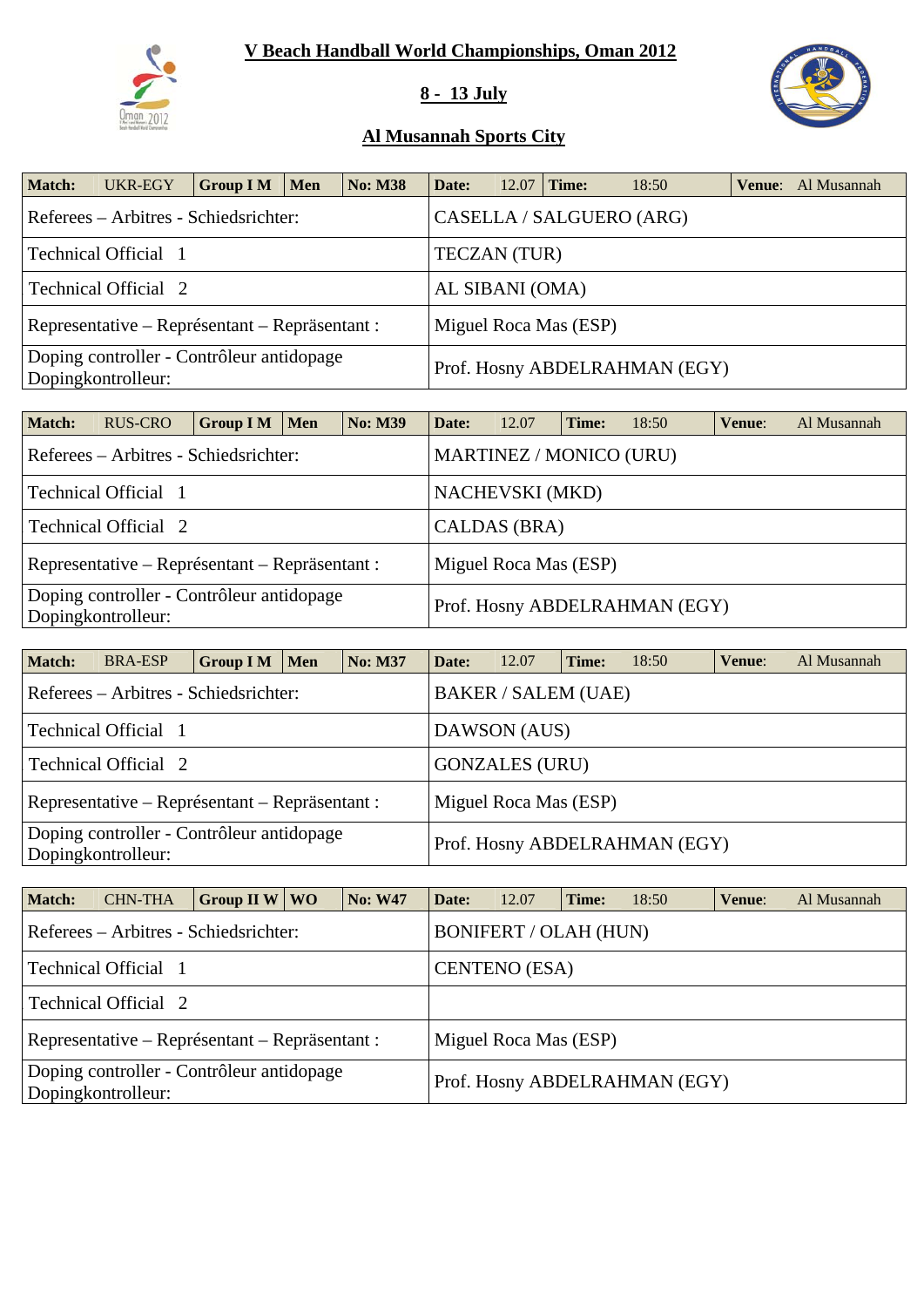# V Beach Handball World Championships, Oman 2012

## 8 - 13 July

## Al Musannah Sports City

| Match: | UKR-EGY | Group I M | Men | No: M38 | Date: | 12.07 | Time: | 18:50 | Venue: | Al Musannah |
|---|---|---|---|---|---|---|---|---|---|---|
| Referees – Arbitres - Schiedsrichter: | | | | | CASELLA / SALGUERO (ARG) | | | | | |
| Technical Official 1 | | | | | TECZAN (TUR) | | | | | |
| Technical Official 2 | | | | | AL SIBANI (OMA) | | | | | |
| Representative – Représentant – Repräsentant : | | | | | Miguel Roca Mas (ESP) | | | | | |
| Doping controller - Contrôleur antidopage Dopingkontrolleur: | | | | | Prof. Hosny ABDELRAHMAN (EGY) | | | | | |

| Match: | RUS-CRO | Group I M | Men | No: M39 | Date: | 12.07 | Time: | 18:50 | Venue: | Al Musannah |
|---|---|---|---|---|---|---|---|---|---|---|
| Referees – Arbitres - Schiedsrichter: | | | | | MARTINEZ / MONICO (URU) | | | | | |
| Technical Official 1 | | | | | NACHEVSKI (MKD) | | | | | |
| Technical Official 2 | | | | | CALDAS (BRA) | | | | | |
| Representative – Représentant – Repräsentant : | | | | | Miguel Roca Mas (ESP) | | | | | |
| Doping controller - Contrôleur antidopage Dopingkontrolleur: | | | | | Prof. Hosny ABDELRAHMAN (EGY) | | | | | |

| Match: | BRA-ESP | Group I M | Men | No: M37 | Date: | 12.07 | Time: | 18:50 | Venue: | Al Musannah |
|---|---|---|---|---|---|---|---|---|---|---|
| Referees – Arbitres - Schiedsrichter: | | | | | BAKER / SALEM (UAE) | | | | | |
| Technical Official 1 | | | | | DAWSON (AUS) | | | | | |
| Technical Official 2 | | | | | GONZALES (URU) | | | | | |
| Representative – Représentant – Repräsentant : | | | | | Miguel Roca Mas (ESP) | | | | | |
| Doping controller - Contrôleur antidopage Dopingkontrolleur: | | | | | Prof. Hosny ABDELRAHMAN (EGY) | | | | | |

| Match: | CHN-THA | Group II W | WO | No: W47 | Date: | 12.07 | Time: | 18:50 | Venue: | Al Musannah |
|---|---|---|---|---|---|---|---|---|---|---|
| Referees – Arbitres - Schiedsrichter: | | | | | BONIFERT / OLAH (HUN) | | | | | |
| Technical Official 1 | | | | | CENTENO (ESA) | | | | | |
| Technical Official 2 | | | | | | | | | | |
| Representative – Représentant – Repräsentant : | | | | | Miguel Roca Mas (ESP) | | | | | |
| Doping controller - Contrôleur antidopage Dopingkontrolleur: | | | | | Prof. Hosny ABDELRAHMAN (EGY) | | | | | |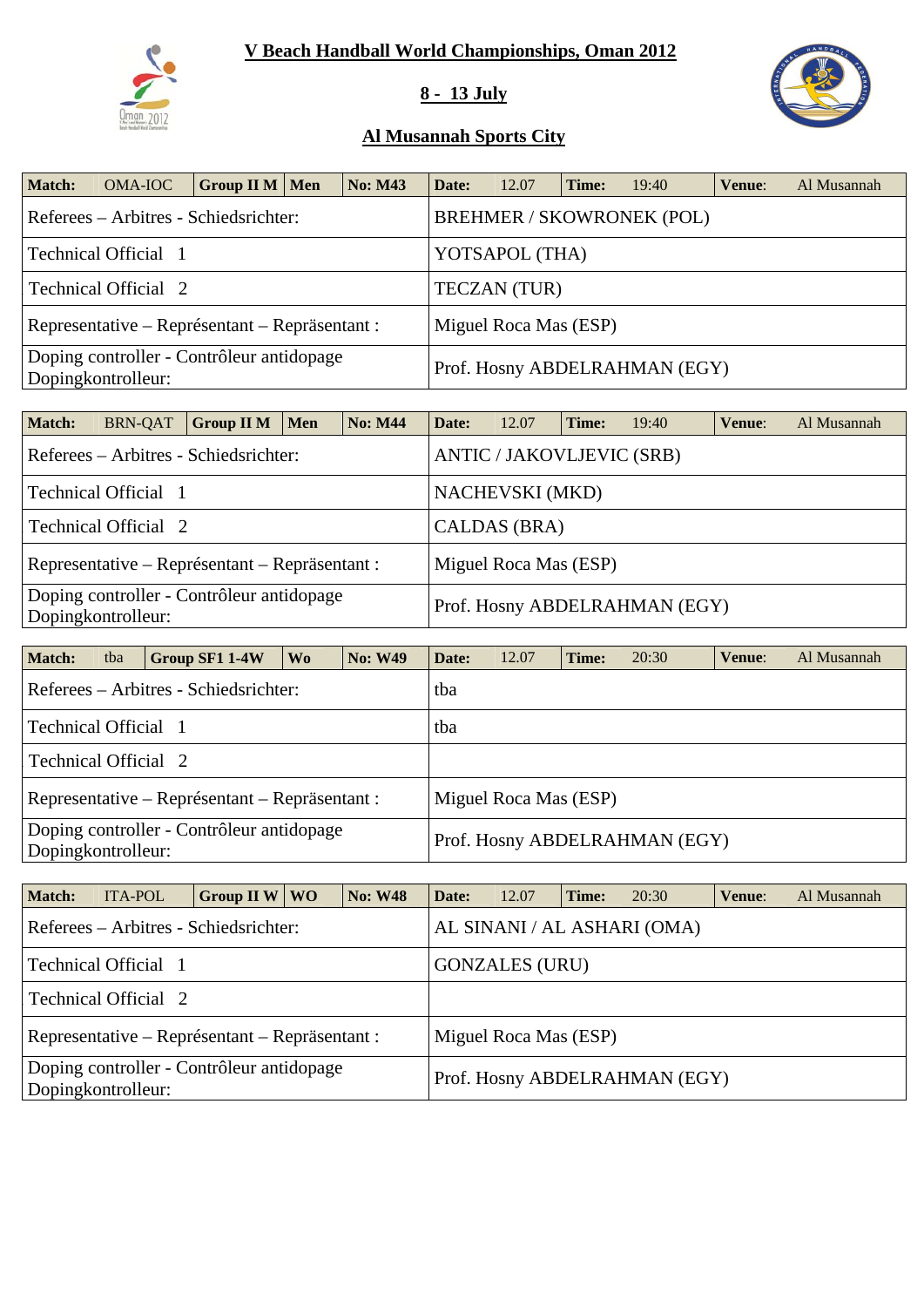# V Beach Handball World Championships, Oman 2012

## 8 - 13 July

## Al Musannah Sports City

| Match: | OMA-IOC | Group II M | Men | No: M43 | Date: | 12.07 | Time: | 19:40 | Venue: | Al Musannah |
|---|---|---|---|---|---|---|---|---|---|---|
| Referees – Arbitres - Schiedsrichter: | | | | | BREHMER / SKOWRONEK (POL) | | | | | |
| Technical Official 1 | | | | | YOTSAPOL (THA) | | | | | |
| Technical Official 2 | | | | | TECZAN (TUR) | | | | | |
| Representative – Représentant – Repräsentant : | | | | | Miguel Roca Mas (ESP) | | | | | |
| Doping controller - Contrôleur antidopage Dopingkontrolleur: | | | | | Prof. Hosny ABDELRAHMAN (EGY) | | | | | |

| Match: | BRN-QAT | Group II M | Men | No: M44 | Date: | 12.07 | Time: | 19:40 | Venue: | Al Musannah |
|---|---|---|---|---|---|---|---|---|---|---|
| Referees – Arbitres - Schiedsrichter: | | | | | ANTIC / JAKOVLJEVIC (SRB) | | | | | |
| Technical Official 1 | | | | | NACHEVSKI (MKD) | | | | | |
| Technical Official 2 | | | | | CALDAS (BRA) | | | | | |
| Representative – Représentant – Repräsentant : | | | | | Miguel Roca Mas (ESP) | | | | | |
| Doping controller - Contrôleur antidopage Dopingkontrolleur: | | | | | Prof. Hosny ABDELRAHMAN (EGY) | | | | | |

| Match: | tba | Group SF1 1-4W | Wo | No: W49 | Date: | 12.07 | Time: | 20:30 | Venue: | Al Musannah |
|---|---|---|---|---|---|---|---|---|---|---|
| Referees – Arbitres - Schiedsrichter: | | | | | tba | | | | | |
| Technical Official 1 | | | | | tba | | | | | |
| Technical Official 2 | | | | | | | | | | |
| Representative – Représentant – Repräsentant : | | | | | Miguel Roca Mas (ESP) | | | | | |
| Doping controller - Contrôleur antidopage Dopingkontrolleur: | | | | | Prof. Hosny ABDELRAHMAN (EGY) | | | | | |

| Match: | ITA-POL | Group II W | WO | No: W48 | Date: | 12.07 | Time: | 20:30 | Venue: | Al Musannah |
|---|---|---|---|---|---|---|---|---|---|---|
| Referees – Arbitres - Schiedsrichter: | | | | | AL SINANI / AL ASHARI (OMA) | | | | | |
| Technical Official 1 | | | | | GONZALES (URU) | | | | | |
| Technical Official 2 | | | | | | | | | | |
| Representative – Représentant – Repräsentant : | | | | | Miguel Roca Mas (ESP) | | | | | |
| Doping controller - Contrôleur antidopage Dopingkontrolleur: | | | | | Prof. Hosny ABDELRAHMAN (EGY) | | | | | |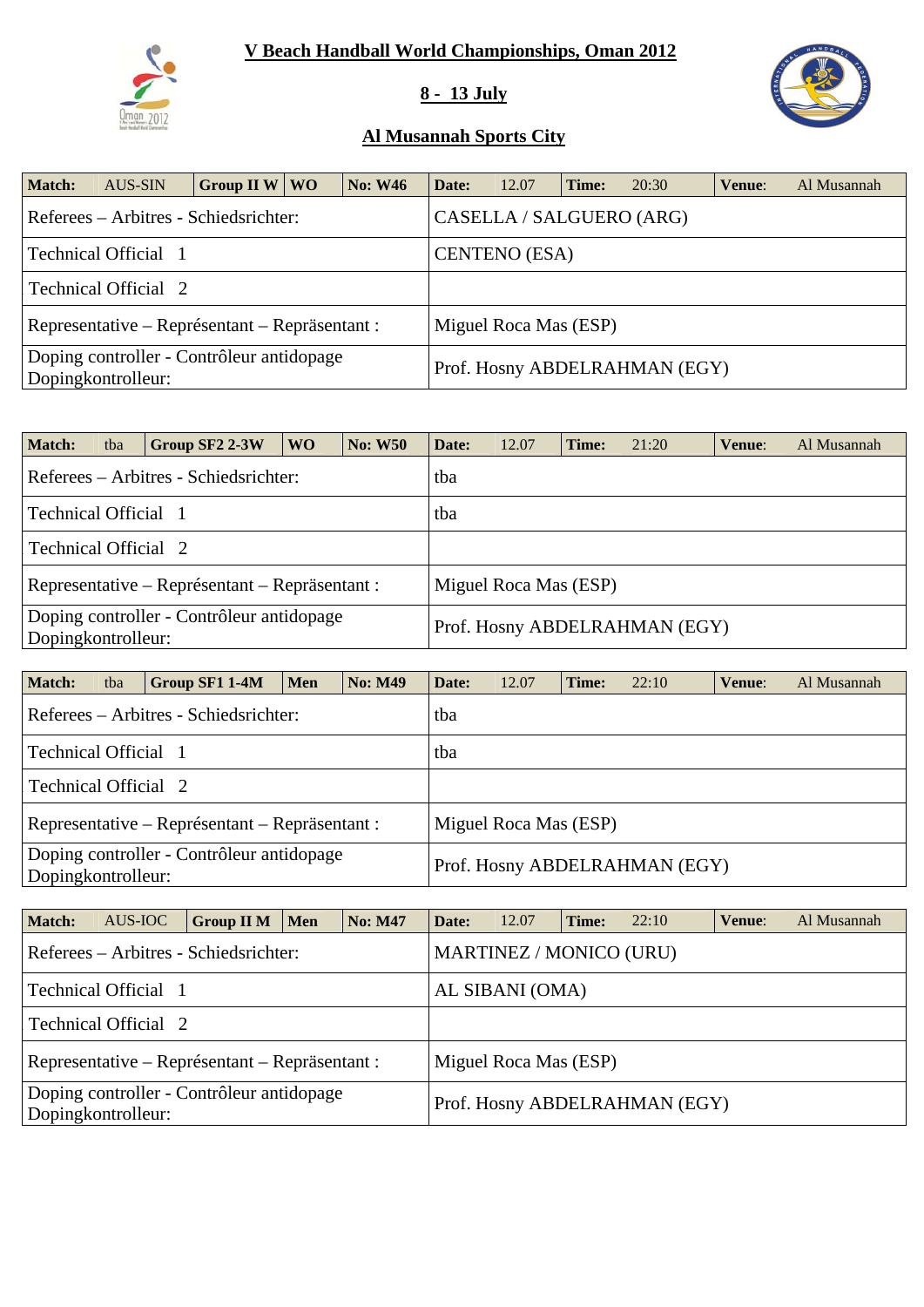# V Beach Handball World Championships, Oman 2012

## 8 - 13 July

## Al Musannah Sports City

| Match: | AUS-SIN | Group II W | WO | No: W46 | Date: | 12.07 | Time: | 20:30 | Venue: | Al Musannah |
|---|---|---|---|---|---|---|---|---|---|---|
| Referees – Arbitres - Schiedsrichter: | | | | | CASELLA / SALGUERO (ARG) | | | | | |
| Technical Official 1 | | | | | CENTENO (ESA) | | | | | |
| Technical Official 2 | | | | | | | | | | |
| Representative – Représentant – Repräsentant : | | | | | Miguel Roca Mas (ESP) | | | | | |
| Doping controller - Contrôleur antidopage Dopingkontrolleur: | | | | | Prof. Hosny ABDELRAHMAN (EGY) | | | | | |

| Match: | tba | Group SF2 2-3W | WO | No: W50 | Date: | 12.07 | Time: | 21:20 | Venue: | Al Musannah |
|---|---|---|---|---|---|---|---|---|---|---|
| Referees – Arbitres - Schiedsrichter: | | | | | tba | | | | | |
| Technical Official 1 | | | | | tba | | | | | |
| Technical Official 2 | | | | | | | | | | |
| Representative – Représentant – Repräsentant : | | | | | Miguel Roca Mas (ESP) | | | | | |
| Doping controller - Contrôleur antidopage Dopingkontrolleur: | | | | | Prof. Hosny ABDELRAHMAN (EGY) | | | | | |

| Match: | tba | Group SF1 1-4M | Men | No: M49 | Date: | 12.07 | Time: | 22:10 | Venue: | Al Musannah |
|---|---|---|---|---|---|---|---|---|---|---|
| Referees – Arbitres - Schiedsrichter: | | | | | tba | | | | | |
| Technical Official 1 | | | | | tba | | | | | |
| Technical Official 2 | | | | | | | | | | |
| Representative – Représentant – Repräsentant : | | | | | Miguel Roca Mas (ESP) | | | | | |
| Doping controller - Contrôleur antidopage Dopingkontrolleur: | | | | | Prof. Hosny ABDELRAHMAN (EGY) | | | | | |

| Match: | AUS-IOC | Group II M | Men | No: M47 | Date: | 12.07 | Time: | 22:10 | Venue: | Al Musannah |
|---|---|---|---|---|---|---|---|---|---|---|
| Referees – Arbitres - Schiedsrichter: | | | | | MARTINEZ / MONICO (URU) | | | | | |
| Technical Official 1 | | | | | AL SIBANI (OMA) | | | | | |
| Technical Official 2 | | | | | | | | | | |
| Representative – Représentant – Repräsentant : | | | | | Miguel Roca Mas (ESP) | | | | | |
| Doping controller - Contrôleur antidopage Dopingkontrolleur: | | | | | Prof. Hosny ABDELRAHMAN (EGY) | | | | | |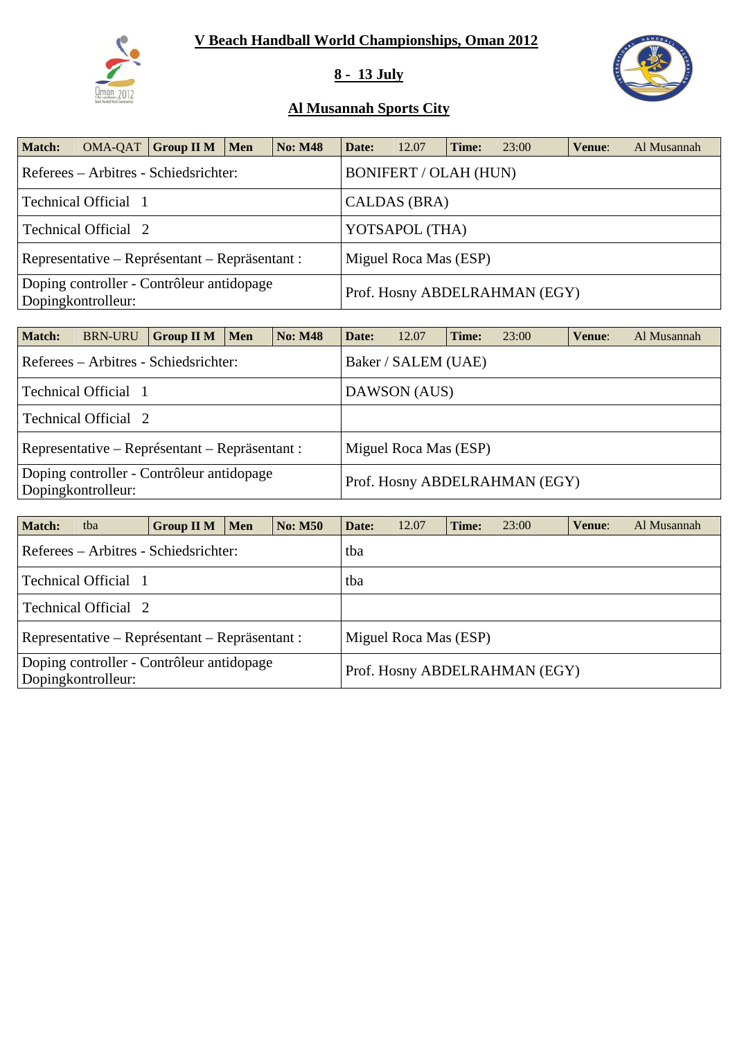# V Beach Handball World Championships, Oman 2012

## 8 - 13 July

## Al Musannah Sports City

| Match: | OMA-QAT | Group II M | Men | No: M48 | Date: | 12.07 | Time: | 23:00 | Venue: | Al Musannah |
|---|---|---|---|---|---|---|---|---|---|---|
| Referees – Arbitres - Schiedsrichter: | | | | | BONIFERT / OLAH (HUN) | | | | | |
| Technical Official 1 | | | | | CALDAS (BRA) | | | | | |
| Technical Official 2 | | | | | YOTSAPOL (THA) | | | | | |
| Representative – Représentant – Repräsentant : | | | | | Miguel Roca Mas (ESP) | | | | | |
| Doping controller - Contrôleur antidopage Dopingkontrolleur: | | | | | Prof. Hosny ABDELRAHMAN (EGY) | | | | | |

| Match: | BRN-URU | Group II M | Men | No: M48 | Date: | 12.07 | Time: | 23:00 | Venue: | Al Musannah |
|---|---|---|---|---|---|---|---|---|---|---|
| Referees – Arbitres - Schiedsrichter: | | | | | Baker / SALEM (UAE) | | | | | |
| Technical Official 1 | | | | | DAWSON (AUS) | | | | | |
| Technical Official 2 | | | | | | | | | | |
| Representative – Représentant – Repräsentant : | | | | | Miguel Roca Mas (ESP) | | | | | |
| Doping controller - Contrôleur antidopage Dopingkontrolleur: | | | | | Prof. Hosny ABDELRAHMAN (EGY) | | | | | |

| Match: | tba | Group II M | Men | No: M50 | Date: | 12.07 | Time: | 23:00 | Venue: | Al Musannah |
|---|---|---|---|---|---|---|---|---|---|---|
| Referees – Arbitres - Schiedsrichter: | | | | | tba | | | | | |
| Technical Official 1 | | | | | tba | | | | | |
| Technical Official 2 | | | | | | | | | | |
| Representative – Représentant – Repräsentant : | | | | | Miguel Roca Mas (ESP) | | | | | |
| Doping controller - Contrôleur antidopage Dopingkontrolleur: | | | | | Prof. Hosny ABDELRAHMAN (EGY) | | | | | |